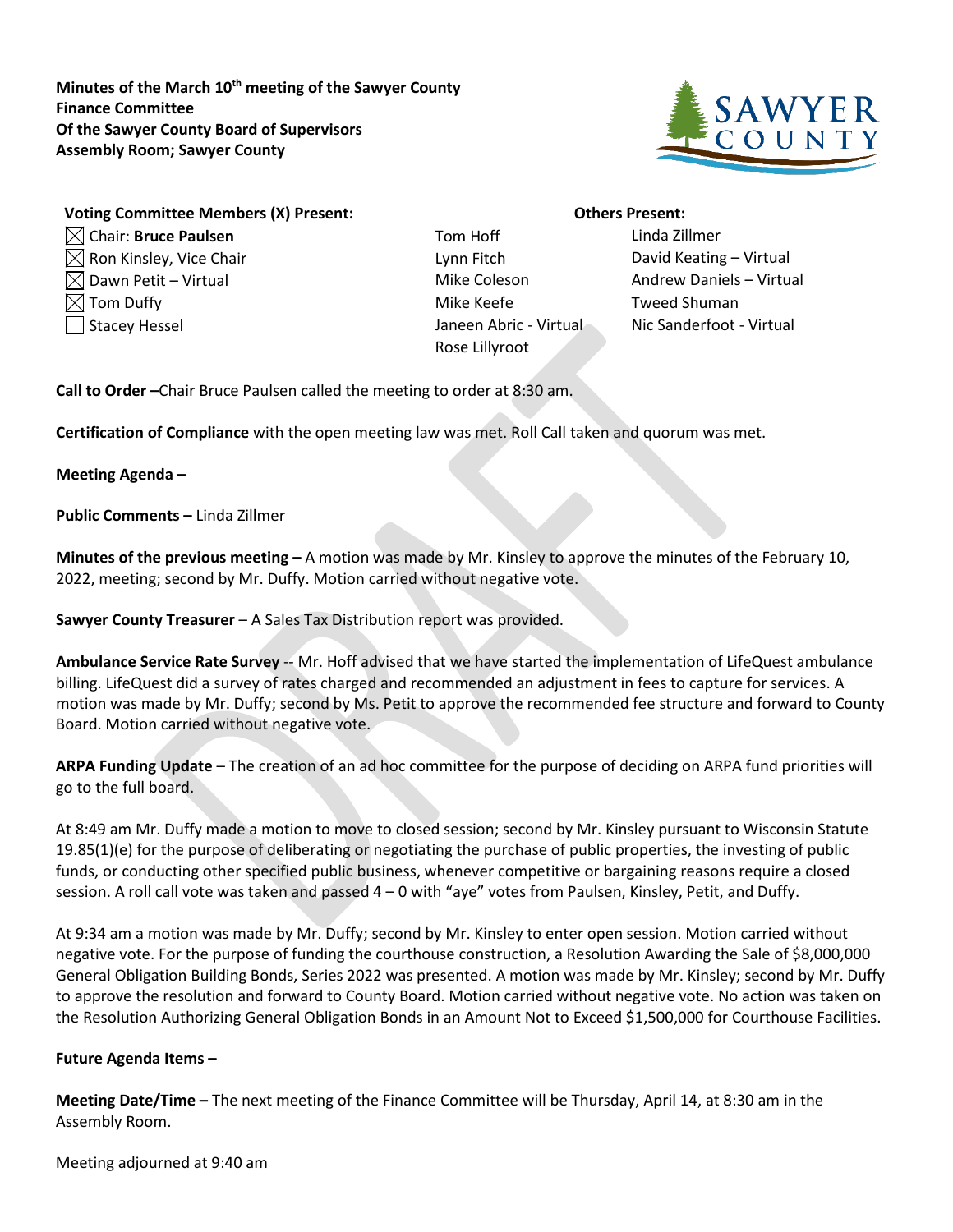**Minutes of the March 10th meeting of the Sawyer County Finance Committee Of the Sawyer County Board of Supervisors Assembly Room; Sawyer County**

**Voting Committee Members (X) Present:**

- ☒ Chair: **Bruce Paulsen**
- ☒ Ron Kinsley, Vice Chair
- ☒ Dawn Petit – Virtual
- ☒ Tom Duffy
- ☐ Stacey Hessel

**Others Present:**

Tom Hoff
Lynn Fitch
Mike Coleson
Mike Keefe
Janeen Abric - Virtual
Rose Lillyroot
Linda Zillmer
David Keating – Virtual
Andrew Daniels – Virtual
Tweed Shuman
Nic Sanderfoot - Virtual

**Call to Order –**Chair Bruce Paulsen called the meeting to order at 8:30 am.

**Certification of Compliance** with the open meeting law was met. Roll Call taken and quorum was met.

**Meeting Agenda –**

**Public Comments –** Linda Zillmer

**Minutes of the previous meeting –** A motion was made by Mr. Kinsley to approve the minutes of the February 10, 2022, meeting; second by Mr. Duffy. Motion carried without negative vote.

**Sawyer County Treasurer** – A Sales Tax Distribution report was provided.

**Ambulance Service Rate Survey** -- Mr. Hoff advised that we have started the implementation of LifeQuest ambulance billing. LifeQuest did a survey of rates charged and recommended an adjustment in fees to capture for services. A motion was made by Mr. Duffy; second by Ms. Petit to approve the recommended fee structure and forward to County Board. Motion carried without negative vote.

**ARPA Funding Update** – The creation of an ad hoc committee for the purpose of deciding on ARPA fund priorities will go to the full board.

At 8:49 am Mr. Duffy made a motion to move to closed session; second by Mr. Kinsley pursuant to Wisconsin Statute 19.85(1)(e) for the purpose of deliberating or negotiating the purchase of public properties, the investing of public funds, or conducting other specified public business, whenever competitive or bargaining reasons require a closed session. A roll call vote was taken and passed 4 – 0 with "aye" votes from Paulsen, Kinsley, Petit, and Duffy.

At 9:34 am a motion was made by Mr. Duffy; second by Mr. Kinsley to enter open session. Motion carried without negative vote. For the purpose of funding the courthouse construction, a Resolution Awarding the Sale of $8,000,000 General Obligation Building Bonds, Series 2022 was presented. A motion was made by Mr. Kinsley; second by Mr. Duffy to approve the resolution and forward to County Board. Motion carried without negative vote. No action was taken on the Resolution Authorizing General Obligation Bonds in an Amount Not to Exceed $1,500,000 for Courthouse Facilities.

**Future Agenda Items –**

**Meeting Date/Time –** The next meeting of the Finance Committee will be Thursday, April 14, at 8:30 am in the Assembly Room.

Meeting adjourned at 9:40 am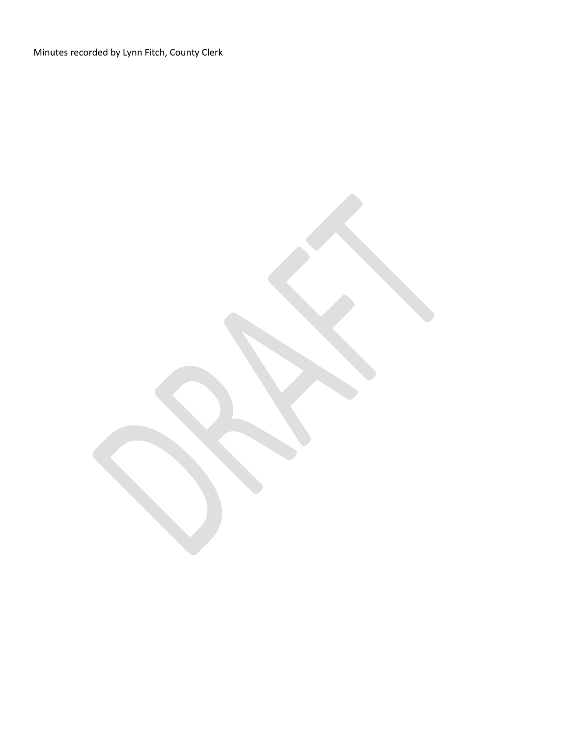Minutes recorded by Lynn Fitch, County Clerk